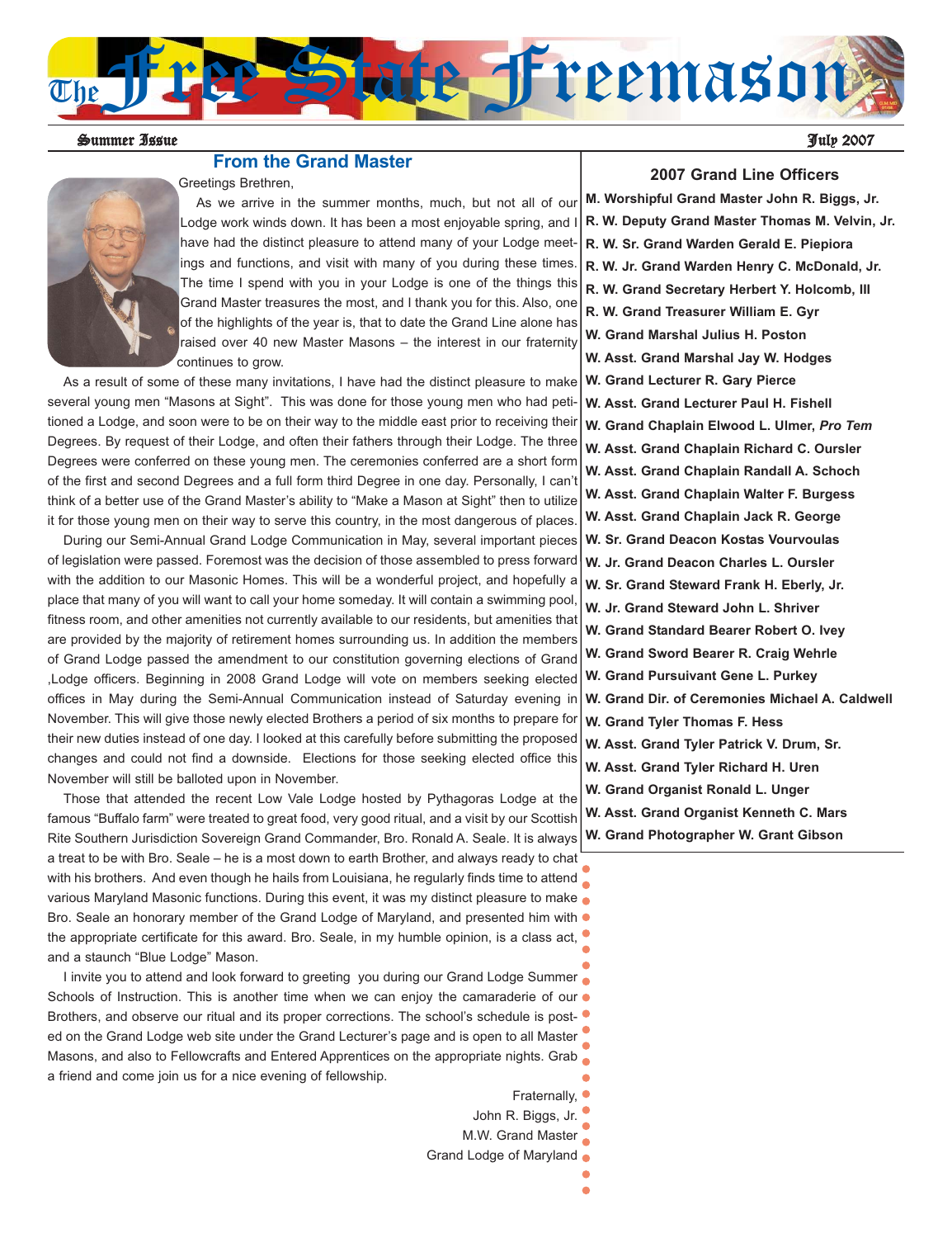# The Free State Freemason

Summer Issue

July 2007

## From the Grand Master

Greetings Brethren,

As we arrive in the summer months, much, but not all of our Lodge work winds down. It has been a most enjoyable spring, and I have had the distinct pleasure to attend many of your Lodge meetings and functions, and visit with many of you during these times. The time I spend with you in your Lodge is one of the things this Grand Master treasures the most, and I thank you for this. Also, one of the highlights of the year is, that to date the Grand Line alone has raised over 40 new Master Masons – the interest in our fraternity continues to grow.

As a result of some of these many invitations, I have had the distinct pleasure to make several young men "Masons at Sight". This was done for those young men who had petitioned a Lodge, and soon were to be on their way to the middle east prior to receiving their Degrees. By request of their Lodge, and often their fathers through their Lodge. The three Degrees were conferred on these young men. The ceremonies conferred are a short form of the first and second Degrees and a full form third Degree in one day. Personally, I can't think of a better use of the Grand Master's ability to "Make a Mason at Sight" then to utilize it for those young men on their way to serve this country, in the most dangerous of places.

During our Semi-Annual Grand Lodge Communication in May, several important pieces of legislation were passed. Foremost was the decision of those assembled to press forward with the addition to our Masonic Homes. This will be a wonderful project, and hopefully a place that many of you will want to call your home someday. It will contain a swimming pool, fitness room, and other amenities not currently available to our residents, but amenities that are provided by the majority of retirement homes surrounding us. In addition the members of Grand Lodge passed the amendment to our constitution governing elections of Grand ,Lodge officers. Beginning in 2008 Grand Lodge will vote on members seeking elected offices in May during the Semi-Annual Communication instead of Saturday evening in November. This will give those newly elected Brothers a period of six months to prepare for their new duties instead of one day. I looked at this carefully before submitting the proposed changes and could not find a downside. Elections for those seeking elected office this November will still be balloted upon in November.

Those that attended the recent Low Vale Lodge hosted by Pythagoras Lodge at the famous "Buffalo farm" were treated to great food, very good ritual, and a visit by our Scottish Rite Southern Jurisdiction Sovereign Grand Commander, Bro. Ronald A. Seale. It is always a treat to be with Bro. Seale – he is a most down to earth Brother, and always ready to chat with his brothers. And even though he hails from Louisiana, he regularly finds time to attend various Maryland Masonic functions. During this event, it was my distinct pleasure to make Bro. Seale an honorary member of the Grand Lodge of Maryland, and presented him with the appropriate certificate for this award. Bro. Seale, in my humble opinion, is a class act, and a staunch "Blue Lodge" Mason.

I invite you to attend and look forward to greeting you during our Grand Lodge Summer Schools of Instruction. This is another time when we can enjoy the camaraderie of our Brothers, and observe our ritual and its proper corrections. The school's schedule is posted on the Grand Lodge web site under the Grand Lecturer's page and is open to all Master Masons, and also to Fellowcrafts and Entered Apprentices on the appropriate nights. Grab a friend and come join us for a nice evening of fellowship.

Fraternally,
John R. Biggs, Jr.
M.W. Grand Master
Grand Lodge of Maryland

## 2007 Grand Line Officers

**M. Worshipful Grand Master John R. Biggs, Jr.**
**R. W. Deputy Grand Master Thomas M. Velvin, Jr.**
**R. W. Sr. Grand Warden Gerald E. Piepiora**
**R. W. Jr. Grand Warden Henry C. McDonald, Jr.**
**R. W. Grand Secretary Herbert Y. Holcomb, III**
**R. W. Grand Treasurer William E. Gyr**
**W. Grand Marshal Julius H. Poston**
**W. Asst. Grand Marshal Jay W. Hodges**
**W. Grand Lecturer R. Gary Pierce**
**W. Asst. Grand Lecturer Paul H. Fishell**
**W. Grand Chaplain Elwood L. Ulmer, *Pro Tem***
**W. Asst. Grand Chaplain Richard C. Oursler**
**W. Asst. Grand Chaplain Randall A. Schoch**
**W. Asst. Grand Chaplain Walter F. Burgess**
**W. Asst. Grand Chaplain Jack R. George**
**W. Sr. Grand Deacon Kostas Vourvoulas**
**W. Jr. Grand Deacon Charles L. Oursler**
**W. Sr. Grand Steward Frank H. Eberly, Jr.**
**W. Jr. Grand Steward John L. Shriver**
**W. Grand Standard Bearer Robert O. Ivey**
**W. Grand Sword Bearer R. Craig Wehrle**
**W. Grand Pursuivant Gene L. Purkey**
**W. Grand Dir. of Ceremonies Michael A. Caldwell**
**W. Grand Tyler Thomas F. Hess**
**W. Asst. Grand Tyler Patrick V. Drum, Sr.**
**W. Asst. Grand Tyler Richard H. Uren**
**W. Grand Organist Ronald L. Unger**
**W. Asst. Grand Organist Kenneth C. Mars**
**W. Grand Photographer W. Grant Gibson**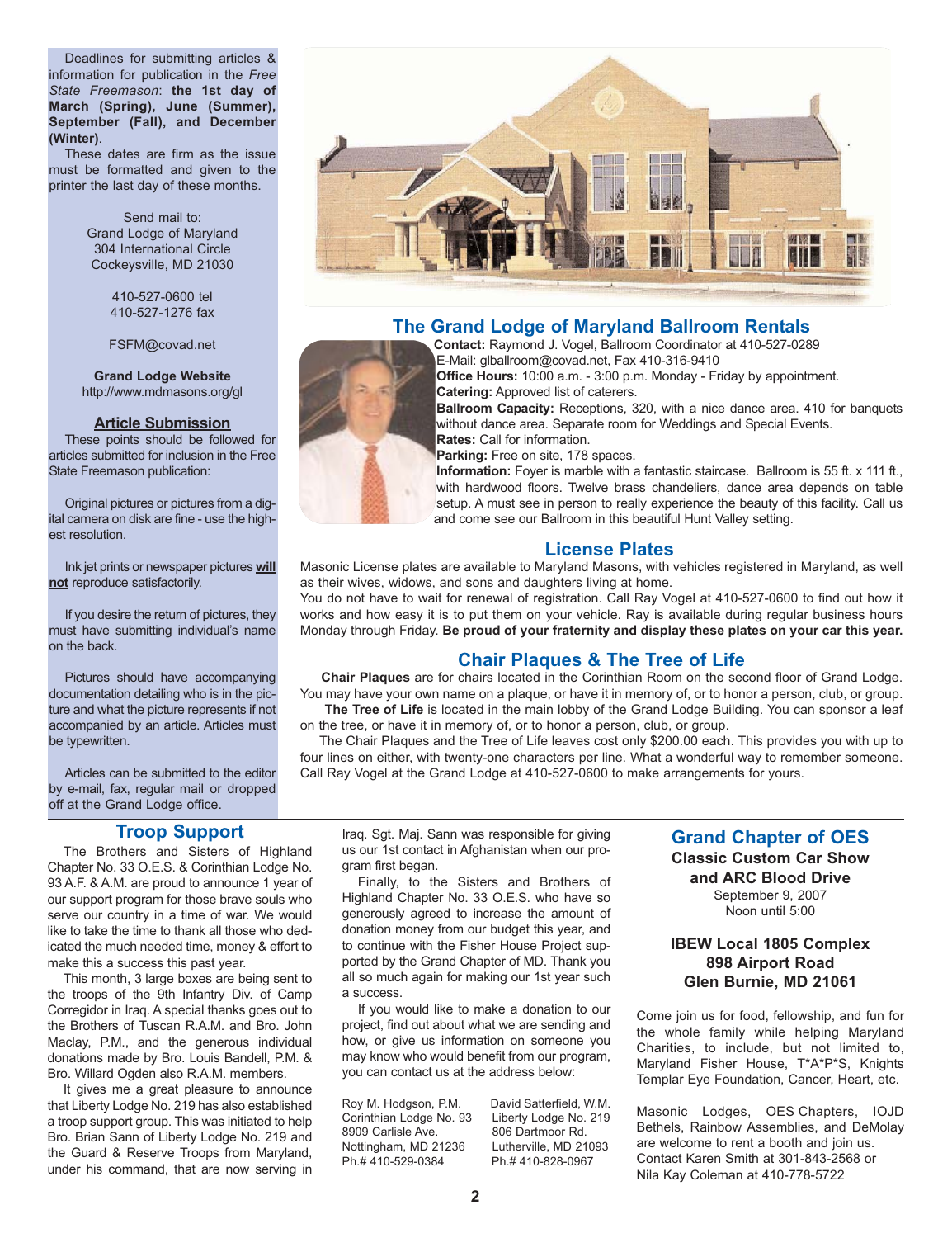Deadlines for submitting articles & information for publication in the *Free State Freemason*: **the 1st day of March (Spring), June (Summer), September (Fall), and December (Winter)**.

These dates are firm as the issue must be formatted and given to the printer the last day of these months.

Send mail to:
Grand Lodge of Maryland
304 International Circle
Cockeysville, MD 21030

410-527-0600 tel
410-527-1276 fax

FSFM@covad.net

**Grand Lodge Website**
http://www.mdmasons.org/gl

**Article Submission**

These points should be followed for articles submitted for inclusion in the Free State Freemason publication:

Original pictures or pictures from a digital camera on disk are fine - use the highest resolution.

Ink jet prints or newspaper pictures **will not** reproduce satisfactorily.

If you desire the return of pictures, they must have submitting individual's name on the back.

Pictures should have accompanying documentation detailing who is in the picture and what the picture represents if not accompanied by an article. Articles must be typewritten.

Articles can be submitted to the editor by e-mail, fax, regular mail or dropped off at the Grand Lodge office.

## The Grand Lodge of Maryland Ballroom Rentals

**Contact:** Raymond J. Vogel, Ballroom Coordinator at 410-527-0289
E-Mail: glballroom@covad.net, Fax 410-316-9410
**Office Hours:** 10:00 a.m. - 3:00 p.m. Monday - Friday by appointment.
**Catering:** Approved list of caterers.
**Ballroom Capacity:** Receptions, 320, with a nice dance area. 410 for banquets without dance area. Separate room for Weddings and Special Events.
**Rates:** Call for information.
**Parking:** Free on site, 178 spaces.
**Information:** Foyer is marble with a fantastic staircase. Ballroom is 55 ft. x 111 ft., with hardwood floors. Twelve brass chandeliers, dance area depends on table setup. A must see in person to really experience the beauty of this facility. Call us and come see our Ballroom in this beautiful Hunt Valley setting.

## License Plates

Masonic License plates are available to Maryland Masons, with vehicles registered in Maryland, as well as their wives, widows, and sons and daughters living at home.

You do not have to wait for renewal of registration. Call Ray Vogel at 410-527-0600 to find out how it works and how easy it is to put them on your vehicle. Ray is available during regular business hours Monday through Friday. **Be proud of your fraternity and display these plates on your car this year.**

## Chair Plaques & The Tree of Life

**Chair Plaques** are for chairs located in the Corinthian Room on the second floor of Grand Lodge. You may have your own name on a plaque, or have it in memory of, or to honor a person, club, or group.

**The Tree of Life** is located in the main lobby of the Grand Lodge Building. You can sponsor a leaf on the tree, or have it in memory of, or to honor a person, club, or group.

The Chair Plaques and the Tree of Life leaves cost only $200.00 each. This provides you with up to four lines on either, with twenty-one characters per line. What a wonderful way to remember someone. Call Ray Vogel at the Grand Lodge at 410-527-0600 to make arrangements for yours.

## Troop Support

The Brothers and Sisters of Highland Chapter No. 33 O.E.S. & Corinthian Lodge No. 93 A.F. & A.M. are proud to announce 1 year of our support program for those brave souls who serve our country in a time of war. We would like to take the time to thank all those who dedicated the much needed time, money & effort to make this a success this past year.

This month, 3 large boxes are being sent to the troops of the 9th Infantry Div. of Camp Corregidor in Iraq. A special thanks goes out to the Brothers of Tuscan R.A.M. and Bro. John Maclay, P.M., and the generous individual donations made by Bro. Louis Bandell, P.M. & Bro. Willard Ogden also R.A.M. members.

It gives me a great pleasure to announce that Liberty Lodge No. 219 has also established a troop support group. This was initiated to help Bro. Brian Sann of Liberty Lodge No. 219 and the Guard & Reserve Troops from Maryland, under his command, that are now serving in Iraq. Sgt. Maj. Sann was responsible for giving us our 1st contact in Afghanistan when our program first began.

Finally, to the Sisters and Brothers of Highland Chapter No. 33 O.E.S. who have so generously agreed to increase the amount of donation money from our budget this year, and to continue with the Fisher House Project supported by the Grand Chapter of MD. Thank you all so much again for making our 1st year such a success.

If you would like to make a donation to our project, find out about what we are sending and how, or give us information on someone you may know who would benefit from our program, you can contact us at the address below:

Roy M. Hodgson, P.M.
Corinthian Lodge No. 93
8909 Carlisle Ave.
Nottingham, MD 21236
Ph.# 410-529-0384

David Satterfield, W.M.
Liberty Lodge No. 219
806 Dartmoor Rd.
Lutherville, MD 21093
Ph.# 410-828-0967

## Grand Chapter of OES

**Classic Custom Car Show and ARC Blood Drive**

September 9, 2007
Noon until 5:00

**IBEW Local 1805 Complex**
**898 Airport Road**
**Glen Burnie, MD 21061**

Come join us for food, fellowship, and fun for the whole family while helping Maryland Charities, to include, but not limited to, Maryland Fisher House, T*A*P*S, Knights Templar Eye Foundation, Cancer, Heart, etc.

Masonic Lodges, OES Chapters, IOJD Bethels, Rainbow Assemblies, and DeMolay are welcome to rent a booth and join us. Contact Karen Smith at 301-843-2568 or Nila Kay Coleman at 410-778-5722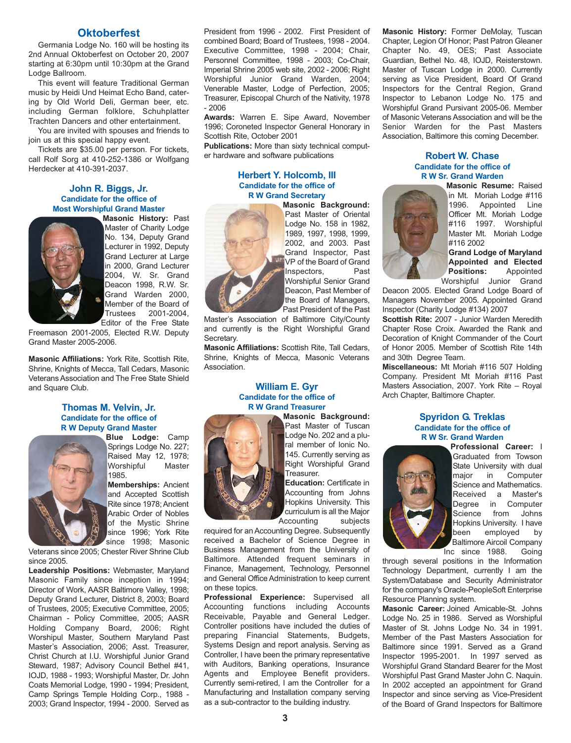## Oktoberfest

Germania Lodge No. 160 will be hosting its 2nd Annual Oktoberfest on October 20, 2007 starting at 6:30pm until 10:30pm at the Grand Lodge Ballroom.

This event will feature Traditional German music by Heidi Und Heimat Echo Band, catering by Old World Deli, German beer, etc. including German folklore, Schuhplatter Trachten Dancers and other entertainment.

You are invited with spouses and friends to join us at this special happy event.

Tickets are $35.00 per person. For tickets, call Rolf Sorg at 410-252-1386 or Wolfgang Herdecker at 410-391-2037.

### John R. Biggs, Jr.
**Candidate for the office of Most Worshipful Grand Master**

**Masonic History:** Past Master of Charity Lodge No. 134, Deputy Grand Lecturer in 1992, Deputy Grand Lecturer at Large in 2000, Grand Lecturer 2004, W. Sr. Grand Deacon 1998, R.W. Sr. Grand Warden 2000, Member of the Board of Trustees 2001-2004, Editor of the Free State Freemason 2001-2005, Elected R.W. Deputy Grand Master 2005-2006.

**Masonic Affiliations:** York Rite, Scottish Rite, Shrine, Knights of Mecca, Tall Cedars, Masonic Veterans Association and The Free State Shield and Square Club.

### Thomas M. Velvin, Jr.
**Candidate for the office of R W Deputy Grand Master**

**Blue Lodge:** Camp Springs Lodge No. 227; Raised May 12, 1978; Worshipful Master 1985.

**Memberships:** Ancient and Accepted Scottish Rite since 1978; Ancient Arabic Order of Nobles of the Mystic Shrine since 1996; York Rite since 1998; Masonic Veterans since 2005; Chester River Shrine Club since 2005.

**Leadership Positions:** Webmaster, Maryland Masonic Family since inception in 1994; Director of Work, AASR Baltimore Valley, 1998; Deputy Grand Lecturer, District 8, 2003; Board of Trustees, 2005; Executive Committee, 2005; Chairman - Policy Committee, 2005; AASR Holding Company Board, 2006; Right Worshipful Master, Southern Maryland Past Master's Association, 2006; Asst. Treasurer, Christ Church at I.U. Worshipful Junior Grand Steward, 1987; Advisory Council Bethel #41, IOJD, 1988 - 1993; Worshipful Master, Dr. John Coats Memorial Lodge, 1990 - 1994; President, Camp Springs Temple Holding Corp., 1988 - 2003; Grand Inspector, 1994 - 2000. Served as President from 1996 - 2002. First President of combined Board; Board of Trustees, 1998 - 2004. Executive Committee, 1998 - 2004; Chair, Personnel Committee, 1998 - 2003; Co-Chair, Imperial Shrine 2005 web site, 2002 - 2006; Right Worshipful Junior Grand Warden, 2004; Venerable Master, Lodge of Perfection, 2005; Treasurer, Episcopal Church of the Nativity, 1978 - 2006

**Awards:** Warren E. Sipe Award, November 1996; Coroneted Inspector General Honorary in Scottish Rite, October 2001

**Publications:** More than sixty technical computer hardware and software publications

### Herbert Y. Holcomb, III
**Candidate for the office of R W Grand Secretary**

**Masonic Background:** Past Master of Oriental Lodge No. 158 in 1982, 1989, 1997, 1998, 1999, 2002, and 2003. Past Grand Inspector, Past VP of the Board of Grand Inspectors, Past Worshipful Senior Grand Deacon, Past Member of the Board of Managers, Past President of the Past Master's Association of Baltimore City/County and currently is the Right Worshipful Grand Secretary.

**Masonic Affiliations:** Scottish Rite, Tall Cedars, Shrine, Knights of Mecca, Masonic Veterans Association.

### William E. Gyr
**Candidate for the office of R W Grand Treasurer**

**Masonic Background:** Past Master of Tuscan Lodge No. 202 and a plural member of Ionic No. 145. Currently serving as Right Worshipful Grand Treasurer.

**Education:** Certificate in Accounting from Johns Hopkins University. This curriculum is all the Major Accounting subjects required for an Accounting Degree. Subsequently received a Bachelor of Science Degree in Business Management from the University of Baltimore. Attended frequent seminars in Finance, Management, Technology, Personnel and General Office Administration to keep current on these topics.

**Professional Experience:** Supervised all Accounting functions including Accounts Receivable, Payable and General Ledger. Controller positions have included the duties of preparing Financial Statements, Budgets, Systems Design and report analysis. Serving as Controller, I have been the primary representative with Auditors, Banking operations, Insurance Agents and Employee Benefit providers. Currently semi-retired, I am the Controller for a Manufacturing and Installation company serving as a sub-contractor to the building industry.

**Masonic History:** Former DeMolay, Tuscan Chapter, Legion Of Honor; Past Patron Gleaner Chapter No. 49, OES; Past Associate Guardian, Bethel No. 48, IOJD, Reisterstown. Master of Tuscan Lodge in 2000. Currently serving as Vice President, Board Of Grand Inspectors for the Central Region, Grand Inspector to Lebanon Lodge No. 175 and Worshipful Grand Pursivant 2005-06. Member of Masonic Veterans Association and will be the Senior Warden for the Past Masters Association, Baltimore this coming December.

### Robert W. Chase
**Candidate for the office of R W Sr. Grand Warden**

**Masonic Resume:** Raised in Mt. Moriah Lodge #116 1996. Appointed Line Officer Mt. Moriah Lodge #116 1997. Worshipful Master Mt. Moriah Lodge #116 2002

**Grand Lodge of Maryland Appointed and Elected Positions:** Appointed Worshipful Junior Grand Deacon 2005. Elected Grand Lodge Board of Managers November 2005. Appointed Grand Inspector (Charity Lodge #134) 2007

**Scottish Rite:** 2007 - Junior Warden Meredith Chapter Rose Croix. Awarded the Rank and Decoration of Knight Commander of the Court of Honor 2005. Member of Scottish Rite 14th and 30th Degree Team.

**Miscellaneous:** Mt Moriah #116 507 Holding Company. President Mt Moriah #116 Past Masters Association, 2007. York Rite – Royal Arch Chapter, Baltimore Chapter.

### Spyridon G. Treklas
**Candidate for the office of R W Sr. Grand Warden**

**Professional Career:** I Graduated from Towson State University with dual major in Computer Science and Mathematics. Received a Master's Degree in Computer Science from Johns Hopkins University. I have been employed by Baltimore Aircoil Company Inc since 1988. Going through several positions in the Information Technology Department, currently I am the System/Database and Security Administrator for the company's Oracle-PeopleSoft Enterprise Resource Planning system.

**Masonic Career:** Joined Amicable-St. Johns Lodge No. 25 in 1986. Served as Worshipful Master of St. Johns Lodge No. 34 in 1991. Member of the Past Masters Association for Baltimore since 1991. Served as a Grand Inspector 1995-2001. In 1997 served as Worshipful Grand Standard Bearer for the Most Worshipful Past Grand Master John C. Naquin. In 2002 accepted an appointment for Grand Inspector and since serving as Vice-President of the Board of Grand Inspectors for Baltimore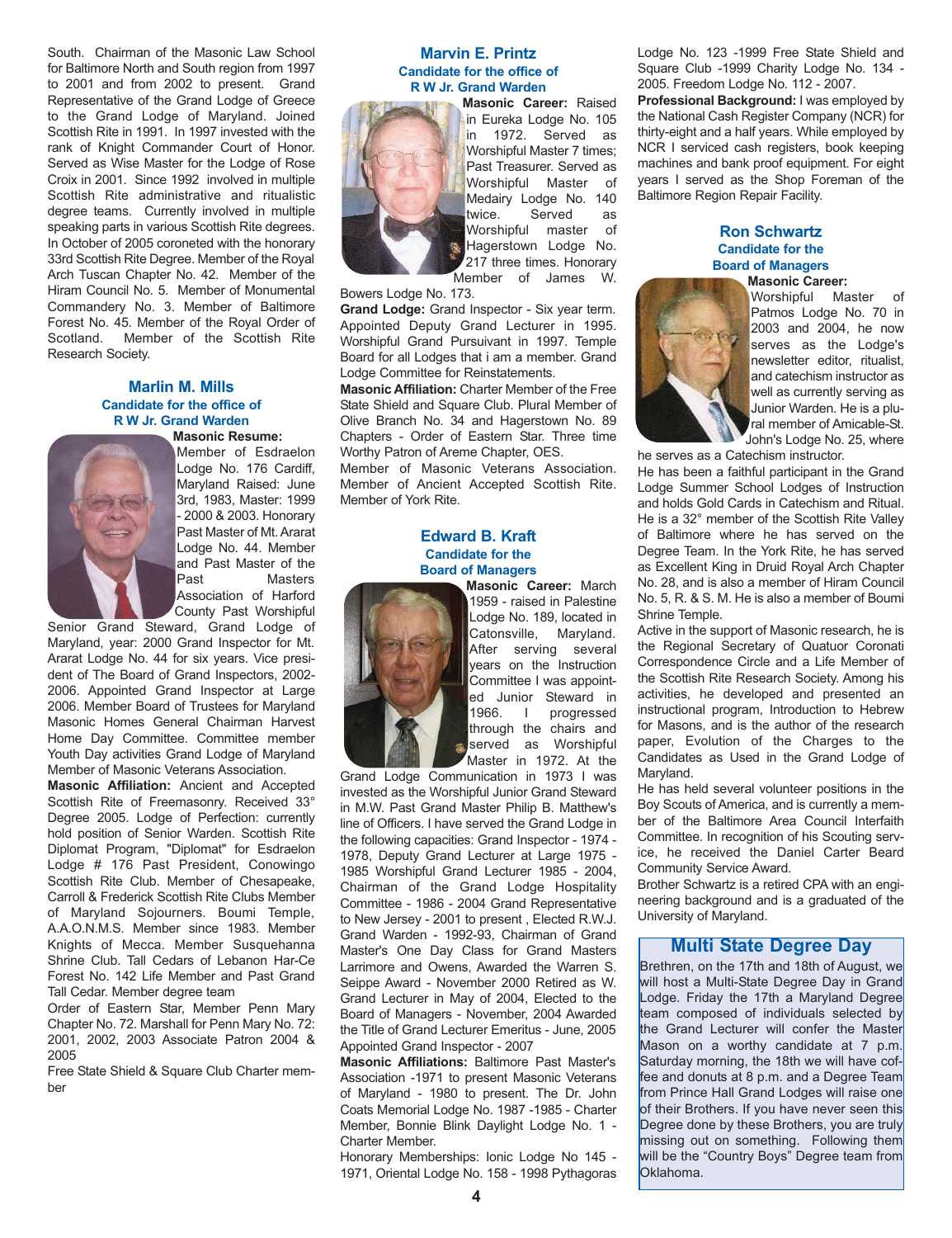South. Chairman of the Masonic Law School for Baltimore North and South region from 1997 to 2001 and from 2002 to present. Grand Representative of the Grand Lodge of Greece to the Grand Lodge of Maryland. Joined Scottish Rite in 1991. In 1997 invested with the rank of Knight Commander Court of Honor. Served as Wise Master for the Lodge of Rose Croix in 2001. Since 1992 involved in multiple Scottish Rite administrative and ritualistic degree teams. Currently involved in multiple speaking parts in various Scottish Rite degrees. In October of 2005 coroneted with the honorary 33rd Scottish Rite Degree. Member of the Royal Arch Tuscan Chapter No. 42. Member of the Hiram Council No. 5. Member of Monumental Commandery No. 3. Member of Baltimore Forest No. 45. Member of the Royal Order of Scotland. Member of the Scottish Rite Research Society.

## Marlin M. Mills

### Candidate for the office of R W Jr. Grand Warden

**Masonic Resume:** Member of Esdraelon Lodge No. 176 Cardiff, Maryland Raised: June 3rd, 1983, Master: 1999 - 2000 & 2003. Honorary Past Master of Mt. Ararat Lodge No. 44. Member and Past Master of the Past Masters Association of Harford County Past Worshipful Senior Grand Steward, Grand Lodge of Maryland, year: 2000 Grand Inspector for Mt. Ararat Lodge No. 44 for six years. Vice president of The Board of Grand Inspectors, 2002-2006. Appointed Grand Inspector at Large 2006. Member Board of Trustees for Maryland Masonic Homes General Chairman Harvest Home Day Committee. Committee member Youth Day activities Grand Lodge of Maryland Member of Masonic Veterans Association.

**Masonic Affiliation:** Ancient and Accepted Scottish Rite of Freemasonry. Received 33° Degree 2005. Lodge of Perfection: currently hold position of Senior Warden. Scottish Rite Diplomat Program, "Diplomat" for Esdraelon Lodge # 176 Past President, Conowingo Scottish Rite Club. Member of Chesapeake, Carroll & Frederick Scottish Rite Clubs Member of Maryland Sojourners. Boumi Temple, A.A.O.N.M.S. Member since 1983. Member Knights of Mecca. Member Susquehanna Shrine Club. Tall Cedars of Lebanon Har-Ce Forest No. 142 Life Member and Past Grand Tall Cedar. Member degree team

Order of Eastern Star, Member Penn Mary Chapter No. 72. Marshall for Penn Mary No. 72: 2001, 2002, 2003 Associate Patron 2004 & 2005

Free State Shield & Square Club Charter member

## Marvin E. Printz

### Candidate for the office of R W Jr. Grand Warden

**Masonic Career:** Raised in Eureka Lodge No. 105 in 1972. Served as Worshipful Master 7 times; Past Treasurer. Served as Worshipful Master of Medairy Lodge No. 140 twice. Served as Worshipful master of Hagerstown Lodge No. 217 three times. Honorary Member of James W. Bowers Lodge No. 173.

**Grand Lodge:** Grand Inspector - Six year term. Appointed Deputy Grand Lecturer in 1995. Worshipful Grand Pursuivant in 1997. Temple Board for all Lodges that i am a member. Grand Lodge Committee for Reinstatements.

**Masonic Affiliation:** Charter Member of the Free State Shield and Square Club. Plural Member of Olive Branch No. 34 and Hagerstown No. 89 Chapters - Order of Eastern Star. Three time Worthy Patron of Areme Chapter, OES.

Member of Masonic Veterans Association. Member of Ancient Accepted Scottish Rite. Member of York Rite.

## Edward B. Kraft

### Candidate for the Board of Managers

**Masonic Career:** March 1959 - raised in Palestine Lodge No. 189, located in Catonsville, Maryland. After serving several years on the Instruction Committee I was appointed Junior Steward in 1966. I progressed through the chairs and served as Worshipful Master in 1972. At the Grand Lodge Communication in 1973 I was invested as the Worshipful Junior Grand Steward in M.W. Past Grand Master Philip B. Matthew's line of Officers. I have served the Grand Lodge in the following capacities: Grand Inspector - 1974 - 1978, Deputy Grand Lecturer at Large 1975 - 1985 Worshipful Grand Lecturer 1985 - 2004, Chairman of the Grand Lodge Hospitality Committee - 1986 - 2004 Grand Representative to New Jersey - 2001 to present , Elected R.W.J. Grand Warden - 1992-93, Chairman of Grand Master's One Day Class for Grand Masters Larrimore and Owens, Awarded the Warren S. Seippe Award - November 2000 Retired as W. Grand Lecturer in May of 2004, Elected to the Board of Managers - November, 2004 Awarded the Title of Grand Lecturer Emeritus - June, 2005 Appointed Grand Inspector - 2007

**Masonic Affiliations:** Baltimore Past Master's Association -1971 to present Masonic Veterans of Maryland - 1980 to present. The Dr. John Coats Memorial Lodge No. 1987 -1985 - Charter Member, Bonnie Blink Daylight Lodge No. 1 - Charter Member.

Honorary Memberships: Ionic Lodge No 145 - 1971, Oriental Lodge No. 158 - 1998 Pythagoras Lodge No. 123 -1999 Free State Shield and Square Club -1999 Charity Lodge No. 134 - 2005. Freedom Lodge No. 112 - 2007.

**Professional Background:** I was employed by the National Cash Register Company (NCR) for thirty-eight and a half years. While employed by NCR I serviced cash registers, book keeping machines and bank proof equipment. For eight years I served as the Shop Foreman of the Baltimore Region Repair Facility.

## Ron Schwartz

### Candidate for the Board of Managers

**Masonic Career:** Worshipful Master of Patmos Lodge No. 70 in 2003 and 2004, he now serves as the Lodge's newsletter editor, ritualist, and catechism instructor as well as currently serving as Junior Warden. He is a plural member of Amicable-St. John's Lodge No. 25, where he serves as a Catechism instructor.

He has been a faithful participant in the Grand Lodge Summer School Lodges of Instruction and holds Gold Cards in Catechism and Ritual. He is a 32° member of the Scottish Rite Valley of Baltimore where he has served on the Degree Team. In the York Rite, he has served as Excellent King in Druid Royal Arch Chapter No. 28, and is also a member of Hiram Council No. 5, R. & S. M. He is also a member of Boumi Shrine Temple.

Active in the support of Masonic research, he is the Regional Secretary of Quatuor Coronati Correspondence Circle and a Life Member of the Scottish Rite Research Society. Among his activities, he developed and presented an instructional program, Introduction to Hebrew for Masons, and is the author of the research paper, Evolution of the Charges to the Candidates as Used in the Grand Lodge of Maryland.

He has held several volunteer positions in the Boy Scouts of America, and is currently a member of the Baltimore Area Council Interfaith Committee. In recognition of his Scouting service, he received the Daniel Carter Beard Community Service Award.

Brother Schwartz is a retired CPA with an engineering background and is a graduated of the University of Maryland.

## Multi State Degree Day

Brethren, on the 17th and 18th of August, we will host a Multi-State Degree Day in Grand Lodge. Friday the 17th a Maryland Degree team composed of individuals selected by the Grand Lecturer will confer the Master Mason on a worthy candidate at 7 p.m. Saturday morning, the 18th we will have coffee and donuts at 8 p.m. and a Degree Team from Prince Hall Grand Lodges will raise one of their Brothers. If you have never seen this Degree done by these Brothers, you are truly missing out on something. Following them will be the "Country Boys" Degree team from Oklahoma.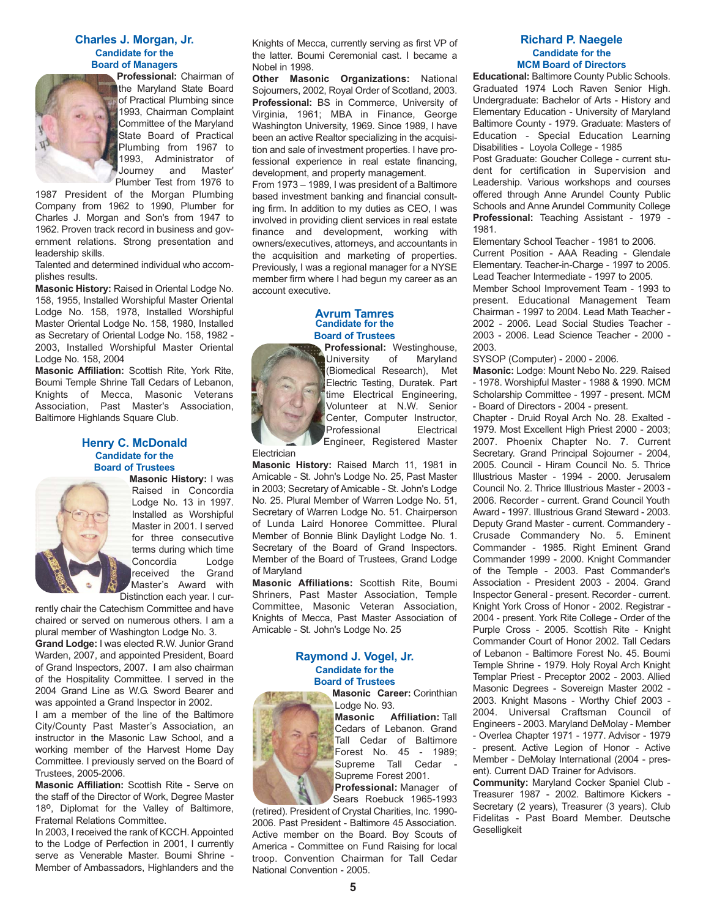## Charles J. Morgan, Jr.

### Candidate for the Board of Managers

**Professional:** Chairman of the Maryland State Board of Practical Plumbing since 1993, Chairman Complaint Committee of the Maryland State Board of Practical Plumbing from 1967 to 1993, Administrator of Journey and Master' Plumber Test from 1976 to 1987 President of the Morgan Plumbing Company from 1962 to 1990, Plumber for Charles J. Morgan and Son's from 1947 to 1962. Proven track record in business and government relations. Strong presentation and leadership skills.

Talented and determined individual who accomplishes results.

**Masonic History:** Raised in Oriental Lodge No. 158, 1955, Installed Worshipful Master Oriental Lodge No. 158, 1978, Installed Worshipful Master Oriental Lodge No. 158, 1980, Installed as Secretary of Oriental Lodge No. 158, 1982 - 2003, Installed Worshipful Master Oriental Lodge No. 158, 2004

**Masonic Affiliation:** Scottish Rite, York Rite, Boumi Temple Shrine Tall Cedars of Lebanon, Knights of Mecca, Masonic Veterans Association, Past Master's Association, Baltimore Highlands Square Club.

## Henry C. McDonald

### Candidate for the Board of Trustees

**Masonic History:** I was Raised in Concordia Lodge No. 13 in 1997. Installed as Worshipful Master in 2001. I served for three consecutive terms during which time Concordia Lodge received the Grand Master's Award with Distinction each year. I currently chair the Catechism Committee and have chaired or served on numerous others. I am a plural member of Washington Lodge No. 3.

**Grand Lodge:** I was elected R.W. Junior Grand Warden, 2007, and appointed President, Board of Grand Inspectors, 2007. I am also chairman of the Hospitality Committee. I served in the 2004 Grand Line as W.G. Sword Bearer and was appointed a Grand Inspector in 2002.

I am a member of the line of the Baltimore City/County Past Master's Association, an instructor in the Masonic Law School, and a working member of the Harvest Home Day Committee. I previously served on the Board of Trustees, 2005-2006.

**Masonic Affiliation:** Scottish Rite - Serve on the staff of the Director of Work, Degree Master 18º, Diplomat for the Valley of Baltimore, Fraternal Relations Committee.

In 2003, I received the rank of KCCH. Appointed to the Lodge of Perfection in 2001, I currently serve as Venerable Master. Boumi Shrine - Member of Ambassadors, Highlanders and the Knights of Mecca, currently serving as first VP of the latter. Boumi Ceremonial cast. I became a Nobel in 1998.

**Other Masonic Organizations:** National Sojourners, 2002, Royal Order of Scotland, 2003.

**Professional:** BS in Commerce, University of Virginia, 1961; MBA in Finance, George Washington University, 1969. Since 1989, I have been an active Realtor specializing in the acquisition and sale of investment properties. I have professional experience in real estate financing, development, and property management.

From 1973 – 1989, I was president of a Baltimore based investment banking and financial consulting firm. In addition to my duties as CEO, I was involved in providing client services in real estate finance and development, working with owners/executives, attorneys, and accountants in the acquisition and marketing of properties. Previously, I was a regional manager for a NYSE member firm where I had begun my career as an account executive.

## Avrum Tamres

### Candidate for the Board of Trustees

**Professional:** Westinghouse, University of Maryland (Biomedical Research), Met Electric Testing, Duratek. Part time Electrical Engineering, Volunteer at N.W. Senior Center, Computer Instructor, Professional Electrical Engineer, Registered Master Electrician

**Masonic History:** Raised March 11, 1981 in Amicable - St. John's Lodge No. 25, Past Master in 2003; Secretary of Amicable - St. John's Lodge No. 25. Plural Member of Warren Lodge No. 51, Secretary of Warren Lodge No. 51. Chairperson of Lunda Laird Honoree Committee. Plural Member of Bonnie Blink Daylight Lodge No. 1. Secretary of the Board of Grand Inspectors. Member of the Board of Trustees, Grand Lodge of Maryland

**Masonic Affiliations:** Scottish Rite, Boumi Shriners, Past Master Association, Temple Committee, Masonic Veteran Association, Knights of Mecca, Past Master Association of Amicable - St. John's Lodge No. 25

## Raymond J. Vogel, Jr.

### Candidate for the Board of Trustees

**Masonic Career:** Corinthian Lodge No. 93.

**Masonic Affiliation:** Tall Cedars of Lebanon. Grand Tall Cedar of Baltimore Forest No. 45 - 1989; Supreme Tall Cedar - Supreme Forest 2001.

**Professional:** Manager of Sears Roebuck 1965-1993 (retired). President of Crystal Charities, Inc. 1990-2006. Past President - Baltimore 45 Association. Active member on the Board. Boy Scouts of America - Committee on Fund Raising for local troop. Convention Chairman for Tall Cedar National Convention - 2005.

## Richard P. Naegele

### Candidate for the MCM Board of Directors

**Educational:** Baltimore County Public Schools. Graduated 1974 Loch Raven Senior High. Undergraduate: Bachelor of Arts - History and Elementary Education - University of Maryland Baltimore County - 1979. Graduate: Masters of Education - Special Education Learning Disabilities - Loyola College - 1985

Post Graduate: Goucher College - current student for certification in Supervision and Leadership. Various workshops and courses offered through Anne Arundel County Public Schools and Anne Arundel Community College

**Professional:** Teaching Assistant - 1979 - 1981.

Elementary School Teacher - 1981 to 2006.

Current Position - AAA Reading - Glendale Elementary. Teacher-in-Charge - 1997 to 2005. Lead Teacher Intermediate - 1997 to 2005.

Member School Improvement Team - 1993 to present. Educational Management Team Chairman - 1997 to 2004. Lead Math Teacher - 2002 - 2006. Lead Social Studies Teacher - 2003 - 2006. Lead Science Teacher - 2000 - 2003.

SYSOP (Computer) - 2000 - 2006.

**Masonic:** Lodge: Mount Nebo No. 229. Raised - 1978. Worshipful Master - 1988 & 1990. MCM Scholarship Committee - 1997 - present. MCM - Board of Directors - 2004 - present.

Chapter - Druid Royal Arch No. 28. Exalted - 1979. Most Excellent High Priest 2000 - 2003; 2007. Phoenix Chapter No. 7. Current Secretary. Grand Principal Sojourner - 2004, 2005. Council - Hiram Council No. 5. Thrice Illustrious Master - 1994 - 2000. Jerusalem Council No. 2. Thrice Illustrious Master - 2003 - 2006. Recorder - current. Grand Council Youth Award - 1997. Illustrious Grand Steward - 2003. Deputy Grand Master - current. Commandery - Crusade Commandery No. 5. Eminent Commander - 1985. Right Eminent Grand Commander 1999 - 2000. Knight Commander of the Temple - 2003. Past Commander's Association - President 2003 - 2004. Grand Inspector General - present. Recorder - current. Knight York Cross of Honor - 2002. Registrar - 2004 - present. York Rite College - Order of the Purple Cross - 2005. Scottish Rite - Knight Commander Court of Honor 2002. Tall Cedars of Lebanon - Baltimore Forest No. 45. Boumi Temple Shrine - 1979. Holy Royal Arch Knight Templar Priest - Preceptor 2002 - 2003. Allied Masonic Degrees - Sovereign Master 2002 - 2003. Knight Masons - Worthy Chief 2003 - 2004. Universal Craftsman Council of Engineers - 2003. Maryland DeMolay - Member - Overlea Chapter 1971 - 1977. Advisor - 1979 - present. Active Legion of Honor - Active Member - DeMolay International (2004 - present). Current DAD Trainer for Advisors.

**Community:** Maryland Cocker Spaniel Club - Treasurer 1987 - 2002. Baltimore Kickers - Secretary (2 years), Treasurer (3 years). Club Fidelitas - Past Board Member. Deutsche Geselligkeit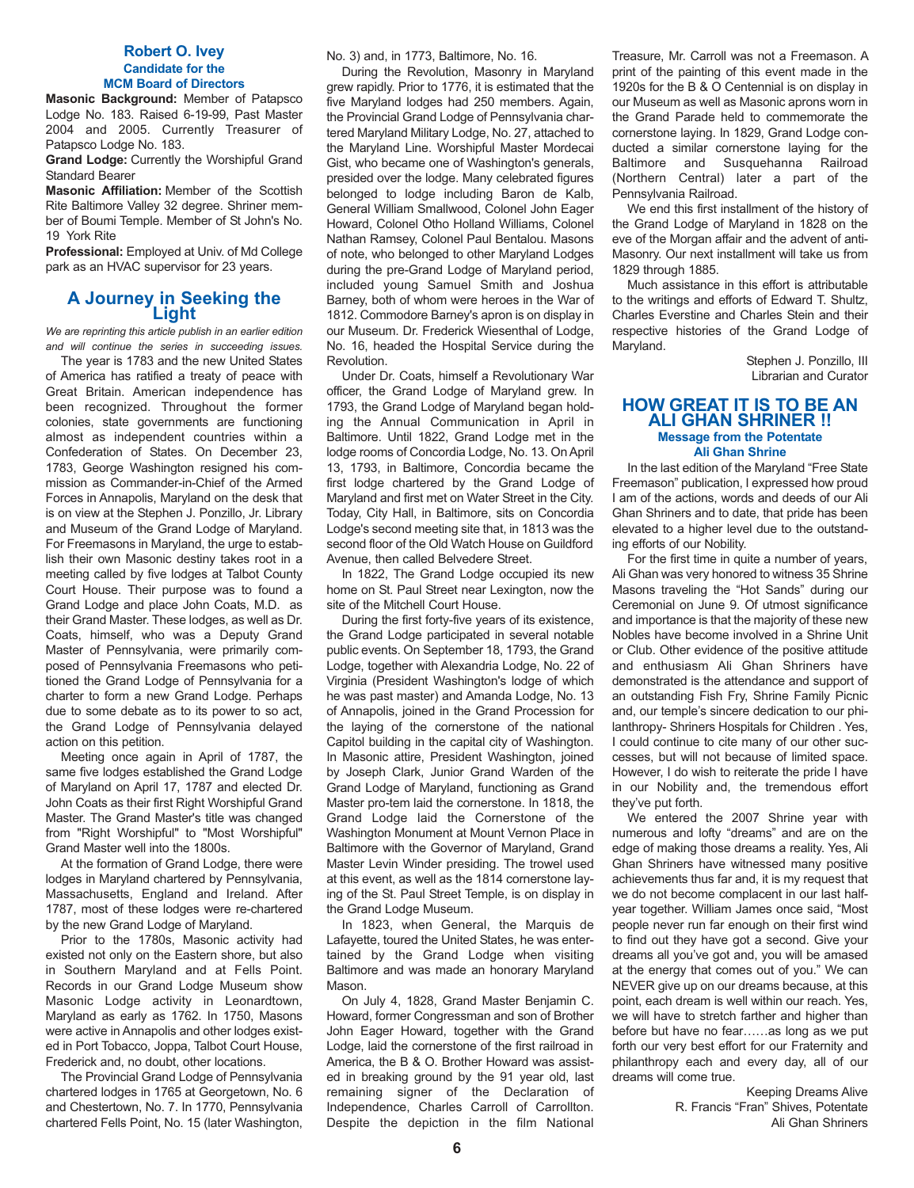## Robert O. Ivey

### Candidate for the MCM Board of Directors

**Masonic Background:** Member of Patapsco Lodge No. 183. Raised 6-19-99, Past Master 2004 and 2005. Currently Treasurer of Patapsco Lodge No. 183.

**Grand Lodge:** Currently the Worshipful Grand Standard Bearer

**Masonic Affiliation:** Member of the Scottish Rite Baltimore Valley 32 degree. Shriner member of Boumi Temple. Member of St John's No. 19 York Rite

**Professional:** Employed at Univ. of Md College park as an HVAC supervisor for 23 years.

## A Journey in Seeking the Light

*We are reprinting this article publish in an earlier edition and will continue the series in succeeding issues.*

The year is 1783 and the new United States of America has ratified a treaty of peace with Great Britain. American independence has been recognized. Throughout the former colonies, state governments are functioning almost as independent countries within a Confederation of States. On December 23, 1783, George Washington resigned his commission as Commander-in-Chief of the Armed Forces in Annapolis, Maryland on the desk that is on view at the Stephen J. Ponzillo, Jr. Library and Museum of the Grand Lodge of Maryland. For Freemasons in Maryland, the urge to establish their own Masonic destiny takes root in a meeting called by five lodges at Talbot County Court House. Their purpose was to found a Grand Lodge and place John Coats, M.D. as their Grand Master. These lodges, as well as Dr. Coats, himself, who was a Deputy Grand Master of Pennsylvania, were primarily composed of Pennsylvania Freemasons who petitioned the Grand Lodge of Pennsylvania for a charter to form a new Grand Lodge. Perhaps due to some debate as to its power to so act, the Grand Lodge of Pennsylvania delayed action on this petition.

Meeting once again in April of 1787, the same five lodges established the Grand Lodge of Maryland on April 17, 1787 and elected Dr. John Coats as their first Right Worshipful Grand Master. The Grand Master's title was changed from "Right Worshipful" to "Most Worshipful" Grand Master well into the 1800s.

At the formation of Grand Lodge, there were lodges in Maryland chartered by Pennsylvania, Massachusetts, England and Ireland. After 1787, most of these lodges were re-chartered by the new Grand Lodge of Maryland.

Prior to the 1780s, Masonic activity had existed not only on the Eastern shore, but also in Southern Maryland and at Fells Point. Records in our Grand Lodge Museum show Masonic Lodge activity in Leonardtown, Maryland as early as 1762. In 1750, Masons were active in Annapolis and other lodges existed in Port Tobacco, Joppa, Talbot Court House, Frederick and, no doubt, other locations.

The Provincial Grand Lodge of Pennsylvania chartered lodges in 1765 at Georgetown, No. 6 and Chestertown, No. 7. In 1770, Pennsylvania chartered Fells Point, No. 15 (later Washington, No. 3) and, in 1773, Baltimore, No. 16.

During the Revolution, Masonry in Maryland grew rapidly. Prior to 1776, it is estimated that the five Maryland lodges had 250 members. Again, the Provincial Grand Lodge of Pennsylvania chartered Maryland Military Lodge, No. 27, attached to the Maryland Line. Worshipful Master Mordecai Gist, who became one of Washington's generals, presided over the lodge. Many celebrated figures belonged to lodge including Baron de Kalb, General William Smallwood, Colonel John Eager Howard, Colonel Otho Holland Williams, Colonel Nathan Ramsey, Colonel Paul Bentalou. Masons of note, who belonged to other Maryland Lodges during the pre-Grand Lodge of Maryland period, included young Samuel Smith and Joshua Barney, both of whom were heroes in the War of 1812. Commodore Barney's apron is on display in our Museum. Dr. Frederick Wiesenthal of Lodge, No. 16, headed the Hospital Service during the Revolution.

Under Dr. Coats, himself a Revolutionary War officer, the Grand Lodge of Maryland grew. In 1793, the Grand Lodge of Maryland began holding the Annual Communication in April in Baltimore. Until 1822, Grand Lodge met in the lodge rooms of Concordia Lodge, No. 13. On April 13, 1793, in Baltimore, Concordia became the first lodge chartered by the Grand Lodge of Maryland and first met on Water Street in the City. Today, City Hall, in Baltimore, sits on Concordia Lodge's second meeting site that, in 1813 was the second floor of the Old Watch House on Guildford Avenue, then called Belvedere Street.

In 1822, The Grand Lodge occupied its new home on St. Paul Street near Lexington, now the site of the Mitchell Court House.

During the first forty-five years of its existence, the Grand Lodge participated in several notable public events. On September 18, 1793, the Grand Lodge, together with Alexandria Lodge, No. 22 of Virginia (President Washington's lodge of which he was past master) and Amanda Lodge, No. 13 of Annapolis, joined in the Grand Procession for the laying of the cornerstone of the national Capitol building in the capital city of Washington. In Masonic attire, President Washington, joined by Joseph Clark, Junior Grand Warden of the Grand Lodge of Maryland, functioning as Grand Master pro-tem laid the cornerstone. In 1818, the Grand Lodge laid the Cornerstone of the Washington Monument at Mount Vernon Place in Baltimore with the Governor of Maryland, Grand Master Levin Winder presiding. The trowel used at this event, as well as the 1814 cornerstone laying of the St. Paul Street Temple, is on display in the Grand Lodge Museum.

In 1823, when General, the Marquis de Lafayette, toured the United States, he was entertained by the Grand Lodge when visiting Baltimore and was made an honorary Maryland Mason.

On July 4, 1828, Grand Master Benjamin C. Howard, former Congressman and son of Brother John Eager Howard, together with the Grand Lodge, laid the cornerstone of the first railroad in America, the B & O. Brother Howard was assisted in breaking ground by the 91 year old, last remaining signer of the Declaration of Independence, Charles Carroll of Carrollton. Despite the depiction in the film National Treasure, Mr. Carroll was not a Freemason. A print of the painting of this event made in the 1920s for the B & O Centennial is on display in our Museum as well as Masonic aprons worn in the Grand Parade held to commemorate the cornerstone laying. In 1829, Grand Lodge conducted a similar cornerstone laying for the Baltimore and Susquehanna Railroad (Northern Central) later a part of the Pennsylvania Railroad.

We end this first installment of the history of the Grand Lodge of Maryland in 1828 on the eve of the Morgan affair and the advent of anti-Masonry. Our next installment will take us from 1829 through 1885.

Much assistance in this effort is attributable to the writings and efforts of Edward T. Shultz, Charles Everstine and Charles Stein and their respective histories of the Grand Lodge of Maryland.

Stephen J. Ponzillo, III  
Librarian and Curator

## HOW GREAT IT IS TO BE AN ALI GHAN SHRINER !!

### Message from the Potentate Ali Ghan Shrine

In the last edition of the Maryland "Free State Freemason" publication, I expressed how proud I am of the actions, words and deeds of our Ali Ghan Shriners and to date, that pride has been elevated to a higher level due to the outstanding efforts of our Nobility.

For the first time in quite a number of years, Ali Ghan was very honored to witness 35 Shrine Masons traveling the "Hot Sands" during our Ceremonial on June 9. Of utmost significance and importance is that the majority of these new Nobles have become involved in a Shrine Unit or Club. Other evidence of the positive attitude and enthusiasm Ali Ghan Shriners have demonstrated is the attendance and support of an outstanding Fish Fry, Shrine Family Picnic and, our temple's sincere dedication to our philanthropy- Shriners Hospitals for Children . Yes, I could continue to cite many of our other successes, but will not because of limited space. However, I do wish to reiterate the pride I have in our Nobility and, the tremendous effort they've put forth.

We entered the 2007 Shrine year with numerous and lofty "dreams" and are on the edge of making those dreams a reality. Yes, Ali Ghan Shriners have witnessed many positive achievements thus far and, it is my request that we do not become complacent in our last half-year together. William James once said, "Most people never run far enough on their first wind to find out they have got a second. Give your dreams all you've got and, you will be amased at the energy that comes out of you." We can NEVER give up on our dreams because, at this point, each dream is well within our reach. Yes, we will have to stretch farther and higher than before but have no fear……as long as we put forth our very best effort for our Fraternity and philanthropy each and every day, all of our dreams will come true.

Keeping Dreams Alive  
R. Francis "Fran" Shives, Potentate  
Ali Ghan Shriners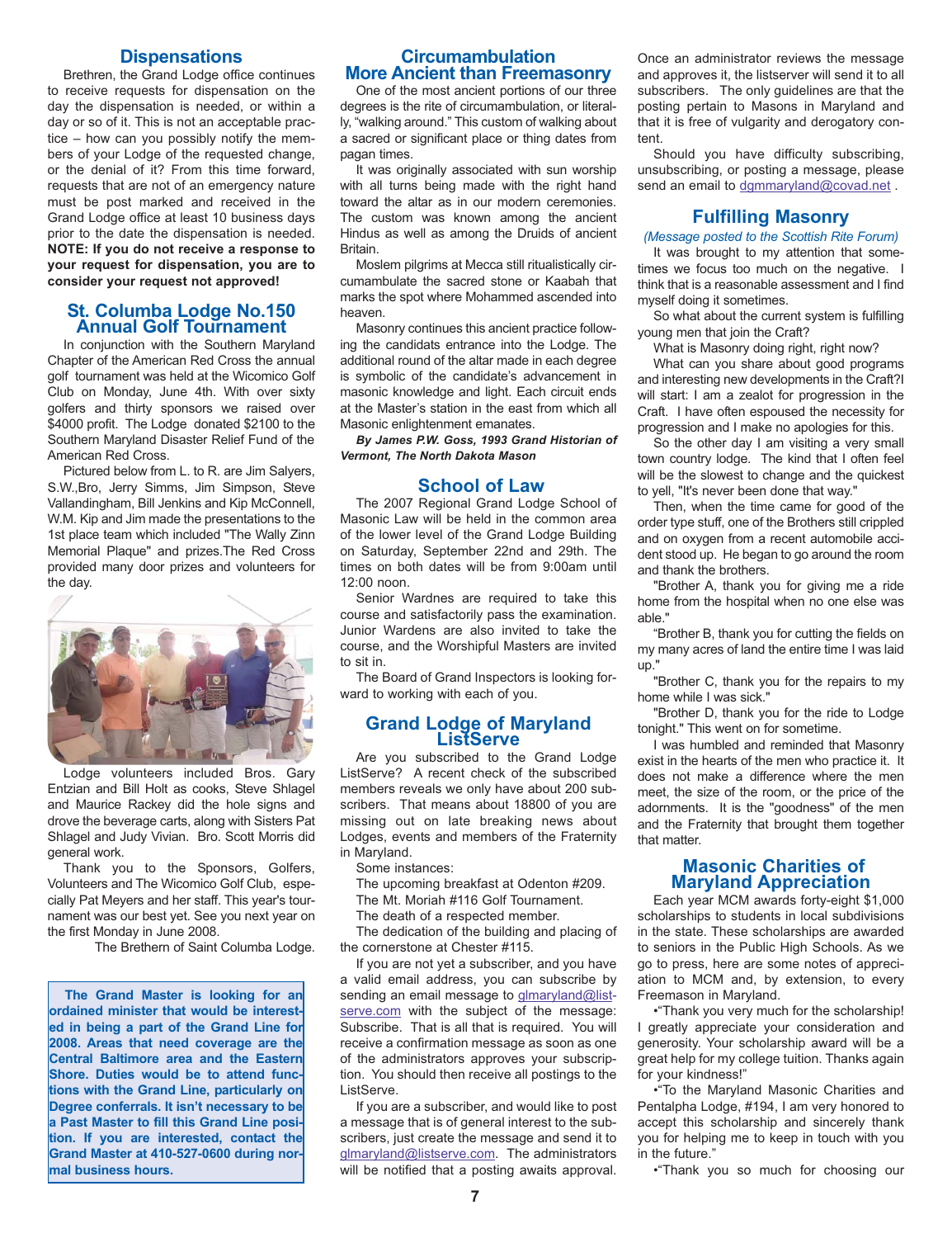## Dispensations

Brethren, the Grand Lodge office continues to receive requests for dispensation on the day the dispensation is needed, or within a day or so of it. This is not an acceptable practice – how can you possibly notify the members of your Lodge of the requested change, or the denial of it? From this time forward, requests that are not of an emergency nature must be post marked and received in the Grand Lodge office at least 10 business days prior to the date the dispensation is needed. **NOTE: If you do not receive a response to your request for dispensation, you are to consider your request not approved!**

## St. Columba Lodge No.150 Annual Golf Tournament

In conjunction with the Southern Maryland Chapter of the American Red Cross the annual golf tournament was held at the Wicomico Golf Club on Monday, June 4th. With over sixty golfers and thirty sponsors we raised over $4000 profit. The Lodge donated $2100 to the Southern Maryland Disaster Relief Fund of the American Red Cross.

Pictured below from L. to R. are Jim Salyers, S.W.,Bro, Jerry Simms, Jim Simpson, Steve Vallandingham, Bill Jenkins and Kip McConnell, W.M. Kip and Jim made the presentations to the 1st place team which included "The Wally Zinn Memorial Plaque" and prizes.The Red Cross provided many door prizes and volunteers for the day.

Lodge volunteers included Bros. Gary Entzian and Bill Holt as cooks, Steve Shlagel and Maurice Rackey did the hole signs and drove the beverage carts, along with Sisters Pat Shlagel and Judy Vivian. Bro. Scott Morris did general work.

Thank you to the Sponsors, Golfers, Volunteers and The Wicomico Golf Club, especially Pat Meyers and her staff. This year's tournament was our best yet. See you next year on the first Monday in June 2008.

The Brethern of Saint Columba Lodge.

**The Grand Master is looking for an ordained minister that would be interested in being a part of the Grand Line for 2008. Areas that need coverage are the Central Baltimore area and the Eastern Shore. Duties would be to attend functions with the Grand Line, particularly on Degree conferrals. It isn't necessary to be a Past Master to fill this Grand Line position. If you are interested, contact the Grand Master at 410-527-0600 during normal business hours.**

## Circumambulation More Ancient than Freemasonry

One of the most ancient portions of our three degrees is the rite of circumambulation, or literally, "walking around." This custom of walking about a sacred or significant place or thing dates from pagan times.

It was originally associated with sun worship with all turns being made with the right hand toward the altar as in our modern ceremonies. The custom was known among the ancient Hindus as well as among the Druids of ancient Britain.

Moslem pilgrims at Mecca still ritualistically circumambulate the sacred stone or Kaabah that marks the spot where Mohammed ascended into heaven.

Masonry continues this ancient practice following the candidats entrance into the Lodge. The additional round of the altar made in each degree is symbolic of the candidate's advancement in masonic knowledge and light. Each circuit ends at the Master's station in the east from which all Masonic enlightenment emanates.

***By James P.W. Goss, 1993 Grand Historian of Vermont, The North Dakota Mason***

## School of Law

The 2007 Regional Grand Lodge School of Masonic Law will be held in the common area of the lower level of the Grand Lodge Building on Saturday, September 22nd and 29th. The times on both dates will be from 9:00am until 12:00 noon.

Senior Wardnes are required to take this course and satisfactorily pass the examination. Junior Wardens are also invited to take the course, and the Worshipful Masters are invited to sit in.

The Board of Grand Inspectors is looking forward to working with each of you.

## Grand Lodge of Maryland ListServe

Are you subscribed to the Grand Lodge ListServe? A recent check of the subscribed members reveals we only have about 200 subscribers. That means about 18800 of you are missing out on late breaking news about Lodges, events and members of the Fraternity in Maryland.

Some instances:

The upcoming breakfast at Odenton #209.

The Mt. Moriah #116 Golf Tournament.

The death of a respected member.

The dedication of the building and placing of the cornerstone at Chester #115.

If you are not yet a subscriber, and you have a valid email address, you can subscribe by sending an email message to glmaryland@listserve.com with the subject of the message: Subscribe. That is all that is required. You will receive a confirmation message as soon as one of the administrators approves your subscription. You should then receive all postings to the ListServe.

If you are a subscriber, and would like to post a message that is of general interest to the subscribers, just create the message and send it to glmaryland@listserve.com. The administrators will be notified that a posting awaits approval. Once an administrator reviews the message and approves it, the listserver will send it to all subscribers. The only guidelines are that the posting pertain to Masons in Maryland and that it is free of vulgarity and derogatory content.

Should you have difficulty subscribing, unsubscribing, or posting a message, please send an email to dgmmaryland@covad.net .

## Fulfilling Masonry

*(Message posted to the Scottish Rite Forum)*

It was brought to my attention that sometimes we focus too much on the negative. I think that is a reasonable assessment and I find myself doing it sometimes.

So what about the current system is fulfilling young men that join the Craft?

What is Masonry doing right, right now?

What can you share about good programs and interesting new developments in the Craft?I will start: I am a zealot for progression in the Craft. I have often espoused the necessity for progression and I make no apologies for this.

So the other day I am visiting a very small town country lodge. The kind that I often feel will be the slowest to change and the quickest to yell, "It's never been done that way."

Then, when the time came for good of the order type stuff, one of the Brothers still crippled and on oxygen from a recent automobile accident stood up. He began to go around the room and thank the brothers.

"Brother A, thank you for giving me a ride home from the hospital when no one else was able."

"Brother B, thank you for cutting the fields on my many acres of land the entire time I was laid up."

"Brother C, thank you for the repairs to my home while I was sick."

"Brother D, thank you for the ride to Lodge tonight." This went on for sometime.

I was humbled and reminded that Masonry exist in the hearts of the men who practice it. It does not make a difference where the men meet, the size of the room, or the price of the adornments. It is the "goodness" of the men and the Fraternity that brought them together that matter.

## Masonic Charities of Maryland Appreciation

Each year MCM awards forty-eight $1,000 scholarships to students in local subdivisions in the state. These scholarships are awarded to seniors in the Public High Schools. As we go to press, here are some notes of appreciation to MCM and, by extension, to every Freemason in Maryland.

- "Thank you very much for the scholarship! I greatly appreciate your consideration and generosity. Your scholarship award will be a great help for my college tuition. Thanks again for your kindness!"
- "To the Maryland Masonic Charities and Pentalpha Lodge, #194, I am very honored to accept this scholarship and sincerely thank you for helping me to keep in touch with you in the future."
- "Thank you so much for choosing our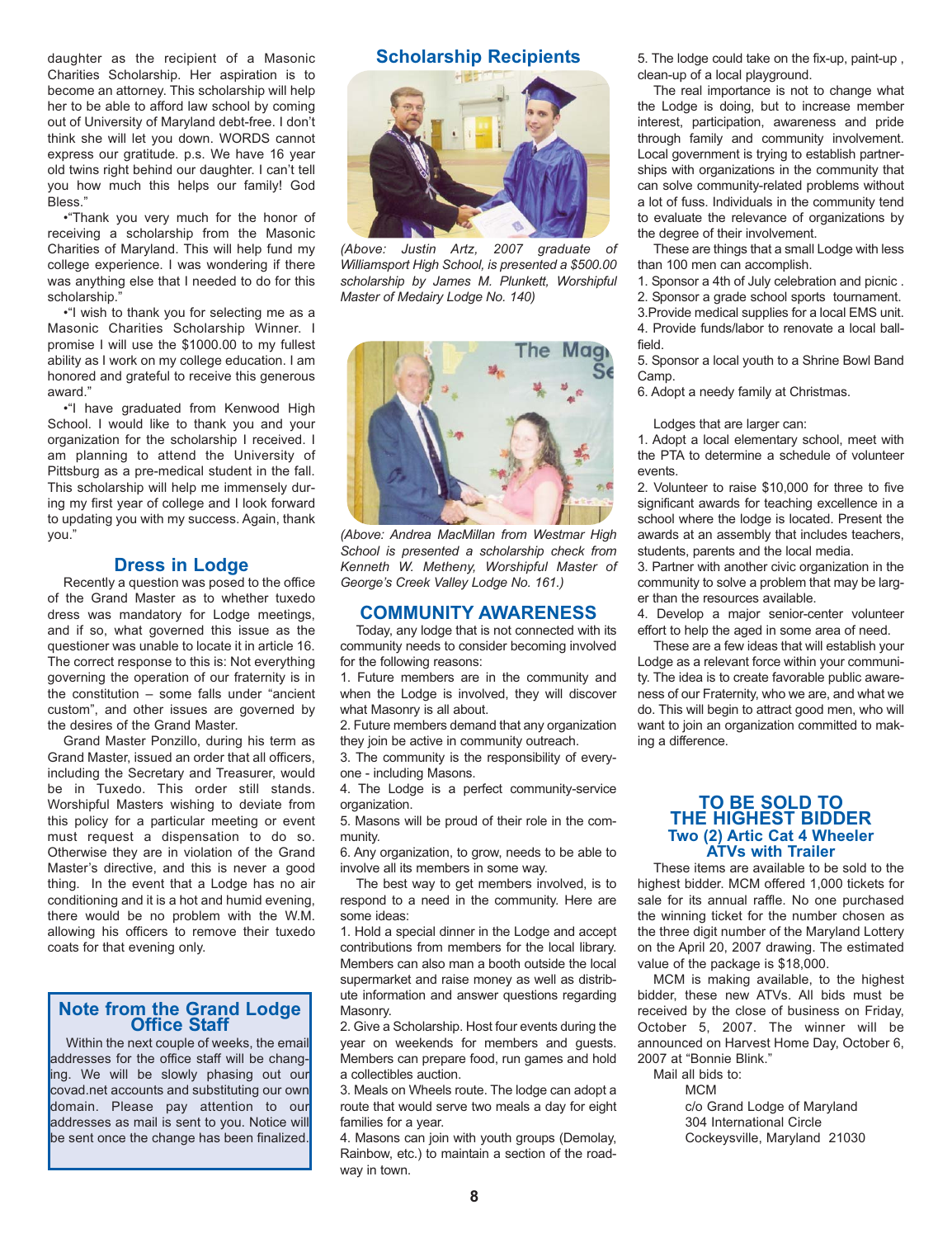daughter as the recipient of a Masonic Charities Scholarship. Her aspiration is to become an attorney. This scholarship will help her to be able to afford law school by coming out of University of Maryland debt-free. I don't think she will let you down. WORDS cannot express our gratitude. p.s. We have 16 year old twins right behind our daughter. I can't tell you how much this helps our family! God Bless."

•"Thank you very much for the honor of receiving a scholarship from the Masonic Charities of Maryland. This will help fund my college experience. I was wondering if there was anything else that I needed to do for this scholarship."

•"I wish to thank you for selecting me as a Masonic Charities Scholarship Winner. I promise I will use the $1000.00 to my fullest ability as I work on my college education. I am honored and grateful to receive this generous award."

•"I have graduated from Kenwood High School. I would like to thank you and your organization for the scholarship I received. I am planning to attend the University of Pittsburg as a pre-medical student in the fall. This scholarship will help me immensely during my first year of college and I look forward to updating you with my success. Again, thank you."

## Dress in Lodge

Recently a question was posed to the office of the Grand Master as to whether tuxedo dress was mandatory for Lodge meetings, and if so, what governed this issue as the questioner was unable to locate it in article 16. The correct response to this is: Not everything governing the operation of our fraternity is in the constitution – some falls under "ancient custom", and other issues are governed by the desires of the Grand Master.

Grand Master Ponzillo, during his term as Grand Master, issued an order that all officers, including the Secretary and Treasurer, would be in Tuxedo. This order still stands. Worshipful Masters wishing to deviate from this policy for a particular meeting or event must request a dispensation to do so. Otherwise they are in violation of the Grand Master's directive, and this is never a good thing. In the event that a Lodge has no air conditioning and it is a hot and humid evening, there would be no problem with the W.M. allowing his officers to remove their tuxedo coats for that evening only.

## Note from the Grand Lodge Office Staff

Within the next couple of weeks, the email addresses for the office staff will be changing. We will be slowly phasing out our covad.net accounts and substituting our own domain. Please pay attention to our addresses as mail is sent to you. Notice will be sent once the change has been finalized.

## Scholarship Recipients

*(Above: Justin Artz, 2007 graduate of Williamsport High School, is presented a $500.00 scholarship by James M. Plunkett, Worshipful Master of Medairy Lodge No. 140)*

*(Above: Andrea MacMillan from Westmar High School is presented a scholarship check from Kenneth W. Metheny, Worshipful Master of George's Creek Valley Lodge No. 161.)*

## COMMUNITY AWARENESS

Today, any lodge that is not connected with its community needs to consider becoming involved for the following reasons:

1. Future members are in the community and when the Lodge is involved, they will discover what Masonry is all about.
2. Future members demand that any organization they join be active in community outreach.
3. The community is the responsibility of everyone - including Masons.
4. The Lodge is a perfect community-service organization.
5. Masons will be proud of their role in the community.
6. Any organization, to grow, needs to be able to involve all its members in some way.

The best way to get members involved, is to respond to a need in the community. Here are some ideas:

1. Hold a special dinner in the Lodge and accept contributions from members for the local library. Members can also man a booth outside the local supermarket and raise money as well as distribute information and answer questions regarding Masonry.
2. Give a Scholarship. Host four events during the year on weekends for members and guests. Members can prepare food, run games and hold a collectibles auction.
3. Meals on Wheels route. The lodge can adopt a route that would serve two meals a day for eight families for a year.
4. Masons can join with youth groups (Demolay, Rainbow, etc.) to maintain a section of the roadway in town.
5. The lodge could take on the fix-up, paint-up , clean-up of a local playground.

The real importance is not to change what the Lodge is doing, but to increase member interest, participation, awareness and pride through family and community involvement. Local government is trying to establish partnerships with organizations in the community that can solve community-related problems without a lot of fuss. Individuals in the community tend to evaluate the relevance of organizations by the degree of their involvement.

These are things that a small Lodge with less than 100 men can accomplish.

1. Sponsor a 4th of July celebration and picnic .
2. Sponsor a grade school sports tournament.
3. Provide medical supplies for a local EMS unit.
4. Provide funds/labor to renovate a local ballfield.
5. Sponsor a local youth to a Shrine Bowl Band Camp.
6. Adopt a needy family at Christmas.

Lodges that are larger can:

1. Adopt a local elementary school, meet with the PTA to determine a schedule of volunteer events.
2. Volunteer to raise $10,000 for three to five significant awards for teaching excellence in a school where the lodge is located. Present the awards at an assembly that includes teachers, students, parents and the local media.
3. Partner with another civic organization in the community to solve a problem that may be larger than the resources available.
4. Develop a major senior-center volunteer effort to help the aged in some area of need.

These are a few ideas that will establish your Lodge as a relevant force within your community. The idea is to create favorable public awareness of our Fraternity, who we are, and what we do. This will begin to attract good men, who will want to join an organization committed to making a difference.

## TO BE SOLD TO THE HIGHEST BIDDER
### Two (2) Artic Cat 4 Wheeler ATVs with Trailer

These items are available to be sold to the highest bidder. MCM offered 1,000 tickets for sale for its annual raffle. No one purchased the winning ticket for the number chosen as the three digit number of the Maryland Lottery on the April 20, 2007 drawing. The estimated value of the package is $18,000.

MCM is making available, to the highest bidder, these new ATVs. All bids must be received by the close of business on Friday, October 5, 2007. The winner will be announced on Harvest Home Day, October 6, 2007 at "Bonnie Blink."

Mail all bids to:

MCM
c/o Grand Lodge of Maryland
304 International Circle
Cockeysville, Maryland 21030